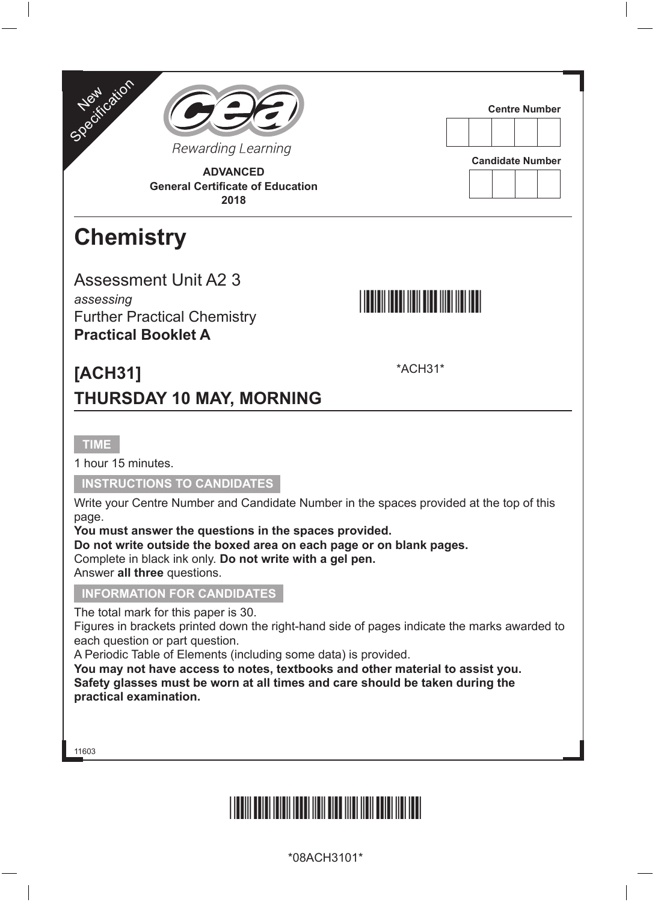New Specification

Rewarding Learning

**ADVANCED**
**General Certificate of Education**
**2018**

Centre Number

Candidate Number

# Chemistry

Assessment Unit A2 3
*assessing*
Further Practical Chemistry
**Practical Booklet A**

*ACH31*

## [ACH31]

## THURSDAY 10 MAY, MORNING

**TIME**

1 hour 15 minutes.

**INSTRUCTIONS TO CANDIDATES**

Write your Centre Number and Candidate Number in the spaces provided at the top of this page.
**You must answer the questions in the spaces provided.**
**Do not write outside the boxed area on each page or on blank pages.**
Complete in black ink only. **Do not write with a gel pen.**
Answer **all three** questions.

**INFORMATION FOR CANDIDATES**

The total mark for this paper is 30.
Figures in brackets printed down the right-hand side of pages indicate the marks awarded to each question or part question.
A Periodic Table of Elements (including some data) is provided.
**You may not have access to notes, textbooks and other material to assist you.**
**Safety glasses must be worn at all times and care should be taken during the practical examination.**

11603

*08ACH3101*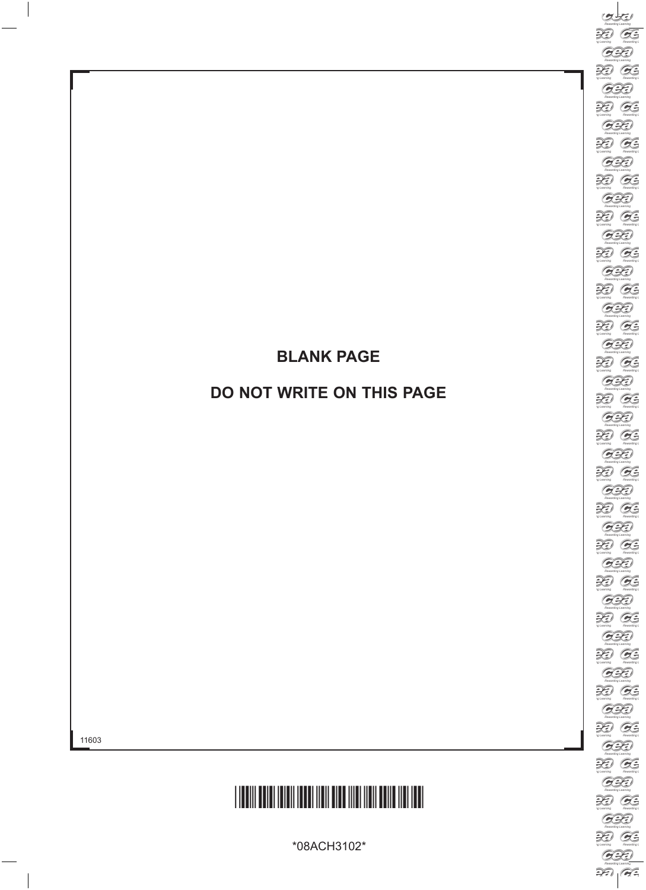**BLANK PAGE**

**DO NOT WRITE ON THIS PAGE**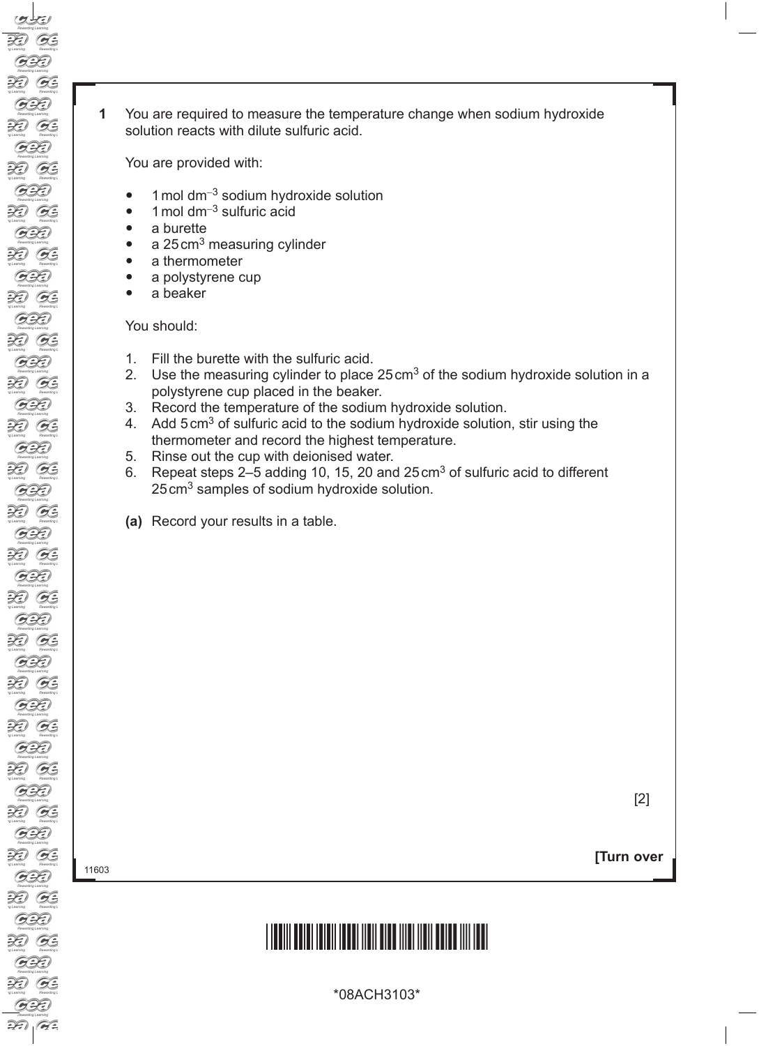**1** You are required to measure the temperature change when sodium hydroxide solution reacts with dilute sulfuric acid.

You are provided with:

- 1 mol $dm^{-3}$ sodium hydroxide solution
- 1 mol $dm^{-3}$ sulfuric acid
- a burette
- a 25 $cm^3$ measuring cylinder
- a thermometer
- a polystyrene cup
- a beaker

You should:

1. Fill the burette with the sulfuric acid.
2. Use the measuring cylinder to place 25 $cm^3$ of the sodium hydroxide solution in a polystyrene cup placed in the beaker.
3. Record the temperature of the sodium hydroxide solution.
4. Add 5 $cm^3$ of sulfuric acid to the sodium hydroxide solution, stir using the thermometer and record the highest temperature.
5. Rinse out the cup with deionised water.
6. Repeat steps 2–5 adding 10, 15, 20 and 25 $cm^3$ of sulfuric acid to different 25 $cm^3$ samples of sodium hydroxide solution.

**(a)** Record your results in a table.

[2]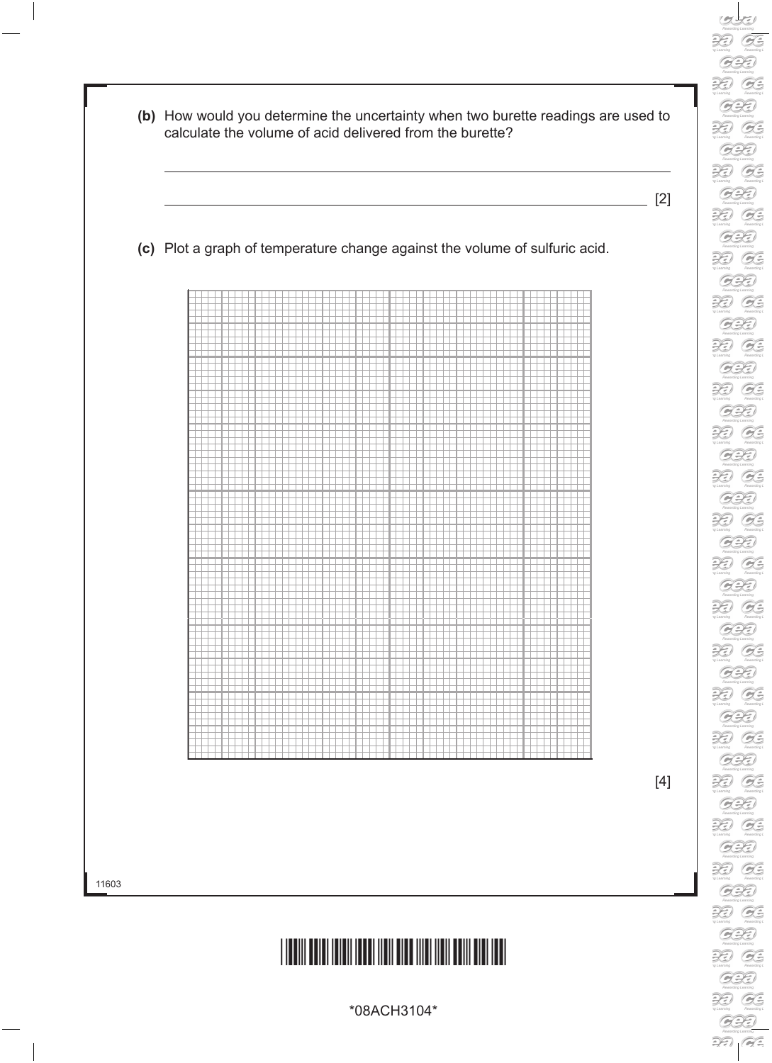**(b)** How would you determine the uncertainty when two burette readings are used to calculate the volume of acid delivered from the burette?

______________________________________________________________________

______________________________________________________________________ [2]

**(c)** Plot a graph of temperature change against the volume of sulfuric acid.

[4]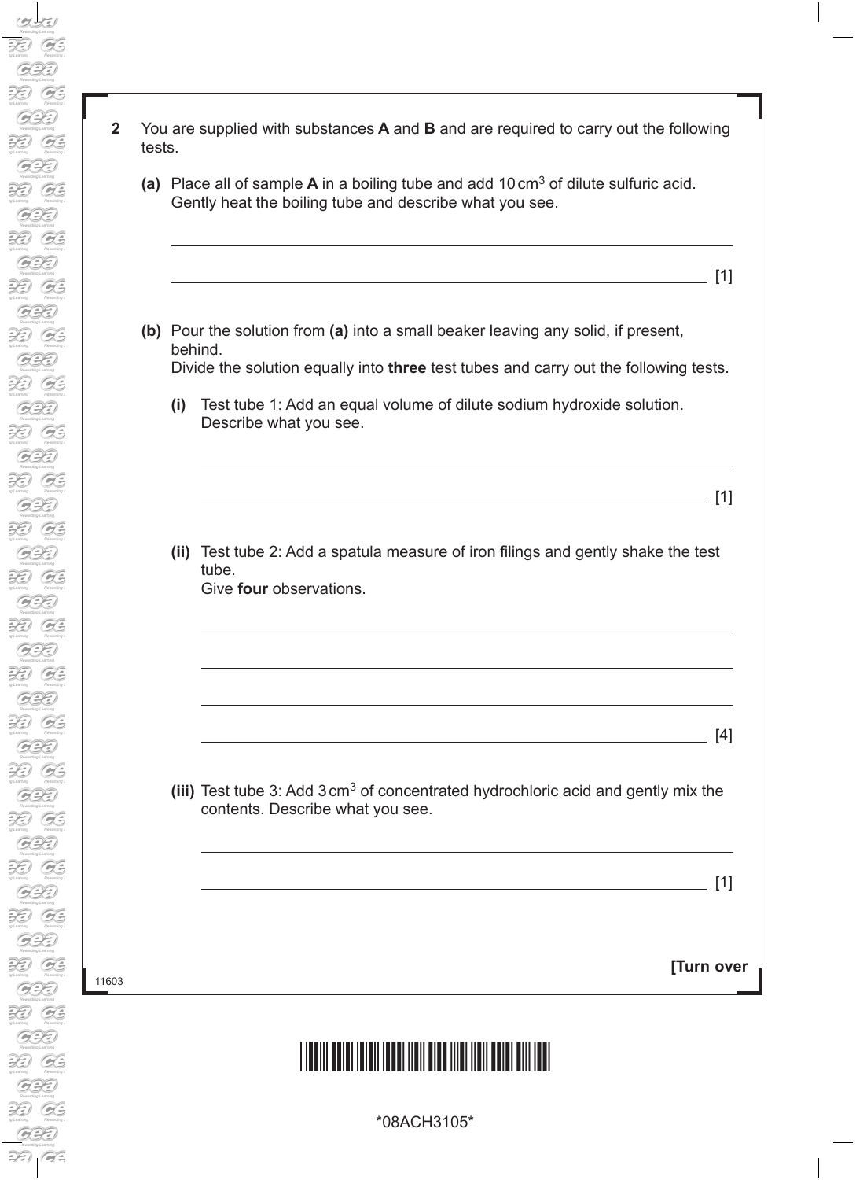**2** You are supplied with substances **A** and **B** and are required to carry out the following tests.

**(a)** Place all of sample **A** in a boiling tube and add 10 $cm^3$ of dilute sulfuric acid. Gently heat the boiling tube and describe what you see.

_______________________________________________

_______________________________________________ [1]

**(b)** Pour the solution from **(a)** into a small beaker leaving any solid, if present, behind.
Divide the solution equally into **three** test tubes and carry out the following tests.

**(i)** Test tube 1: Add an equal volume of dilute sodium hydroxide solution. Describe what you see.

_______________________________________________

_______________________________________________ [1]

**(ii)** Test tube 2: Add a spatula measure of iron filings and gently shake the test tube.
Give **four** observations.

_______________________________________________

_______________________________________________

_______________________________________________

_______________________________________________ [4]

**(iii)** Test tube 3: Add 3 $cm^3$ of concentrated hydrochloric acid and gently mix the contents. Describe what you see.

_______________________________________________

_______________________________________________ [1]

**[Turn over**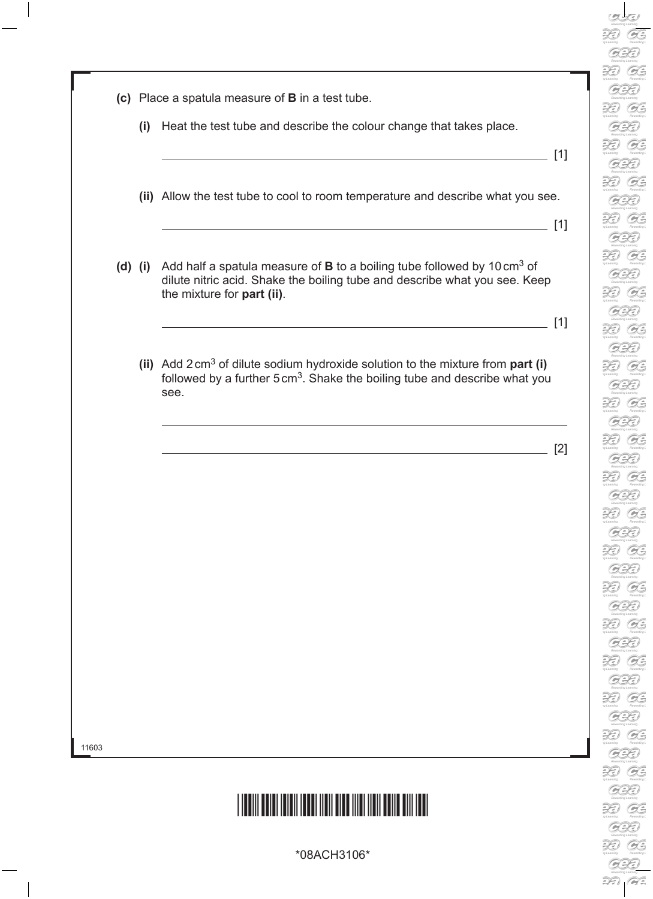**(c)** Place a spatula measure of **B** in a test tube.

**(i)** Heat the test tube and describe the colour change that takes place.

_______________________________________________ [1]

**(ii)** Allow the test tube to cool to room temperature and describe what you see.

_______________________________________________ [1]

**(d) (i)** Add half a spatula measure of **B** to a boiling tube followed by 10 $cm^3$ of dilute nitric acid. Shake the boiling tube and describe what you see. Keep the mixture for **part (ii)**.

_______________________________________________ [1]

**(ii)** Add 2 $cm^3$ of dilute sodium hydroxide solution to the mixture from **part (i)** followed by a further 5 $cm^3$. Shake the boiling tube and describe what you see.

_______________________________________________

_______________________________________________ [2]

11603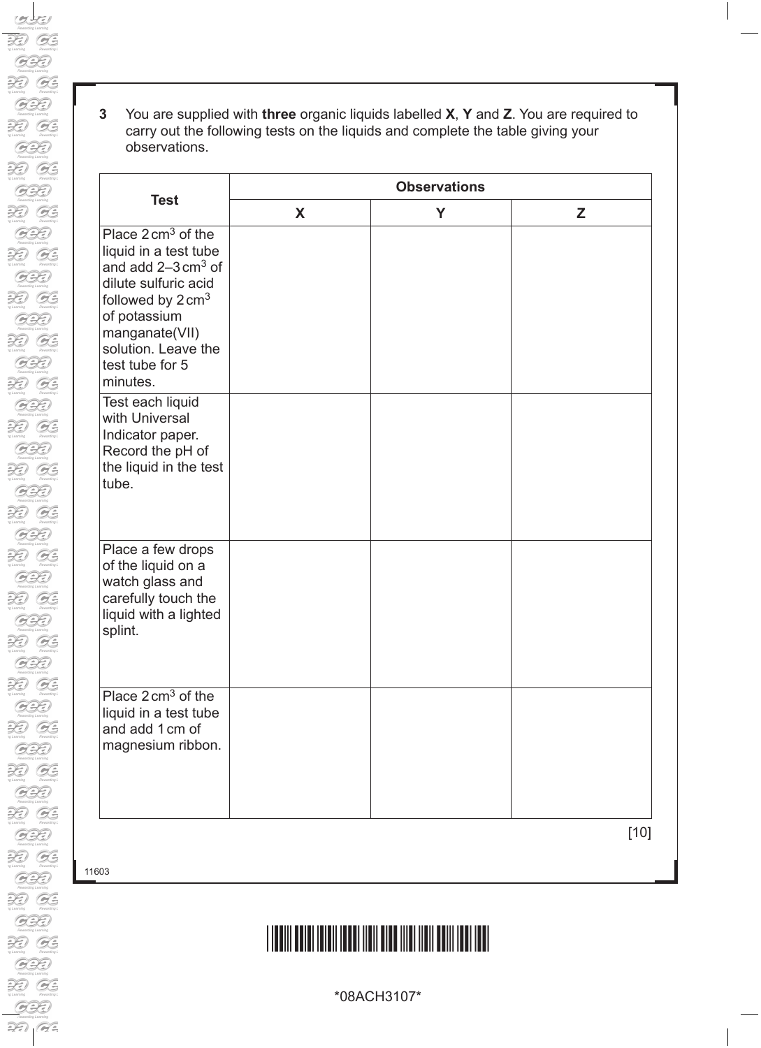**3** You are supplied with **three** organic liquids labelled **X**, **Y** and **Z**. You are required to carry out the following tests on the liquids and complete the table giving your observations.

| Test | Observations | | |
|---|---|---|---|
| | **X** | **Y** | **Z** |
| Place 2 $cm^3$ of the liquid in a test tube and add 2–3 $cm^3$ of dilute sulfuric acid followed by 2 $cm^3$ of potassium manganate(VII) solution. Leave the test tube for 5 minutes. | | | |
| Test each liquid with Universal Indicator paper. Record the pH of the liquid in the test tube. | | | |
| Place a few drops of the liquid on a watch glass and carefully touch the liquid with a lighted splint. | | | |
| Place 2 $cm^3$ of the liquid in a test tube and add 1 cm of magnesium ribbon. | | | |

[10]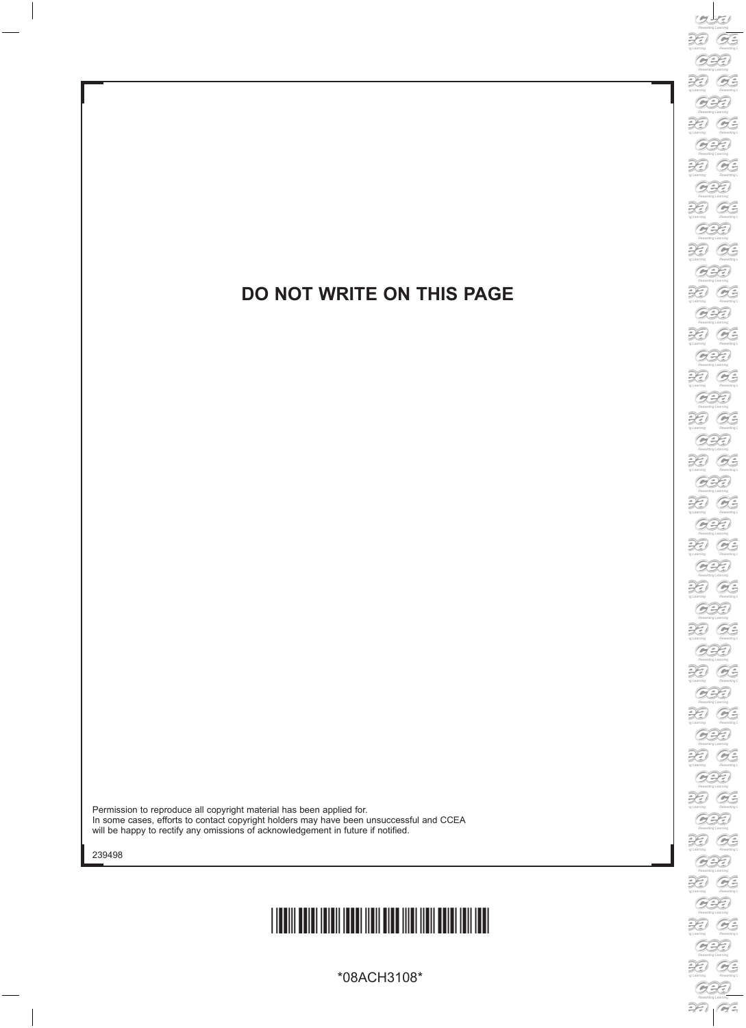**DO NOT WRITE ON THIS PAGE**

Permission to reproduce all copyright material has been applied for.
In some cases, efforts to contact copyright holders may have been unsuccessful and CCEA will be happy to rectify any omissions of acknowledgement in future if notified.

239498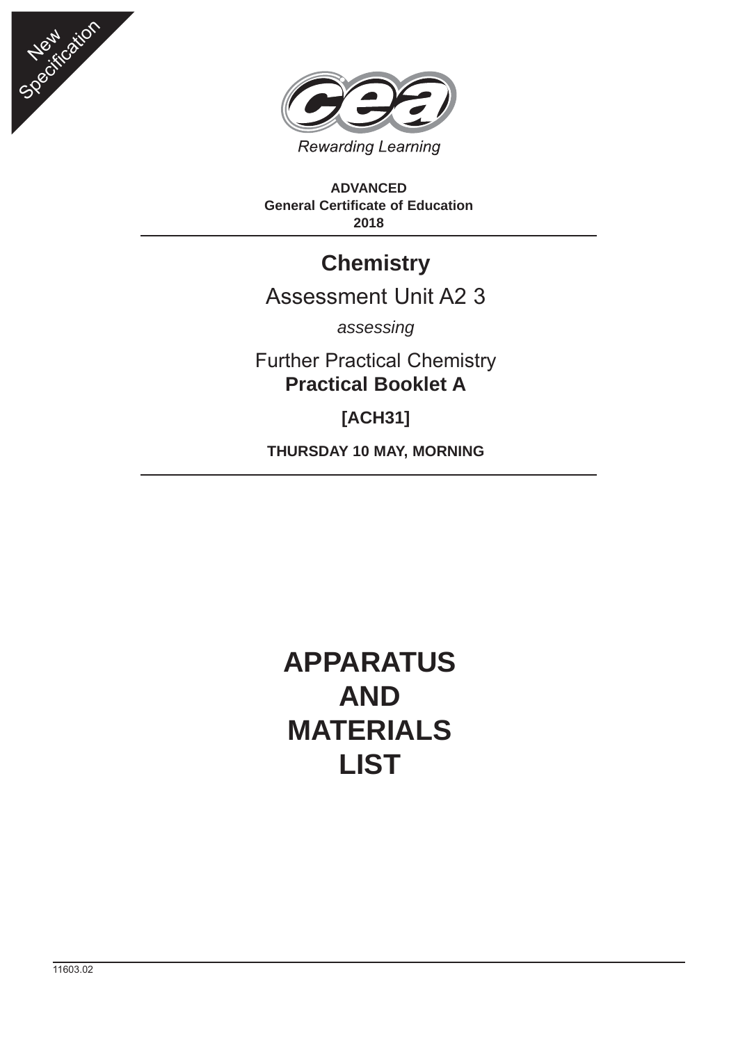New Specification

Rewarding Learning

**ADVANCED**
**General Certificate of Education**
**2018**

# Chemistry

## Assessment Unit A2 3

*assessing*

Further Practical Chemistry
**Practical Booklet A**

**[ACH31]**

**THURSDAY 10 MAY, MORNING**

# APPARATUS AND MATERIALS LIST

11603.02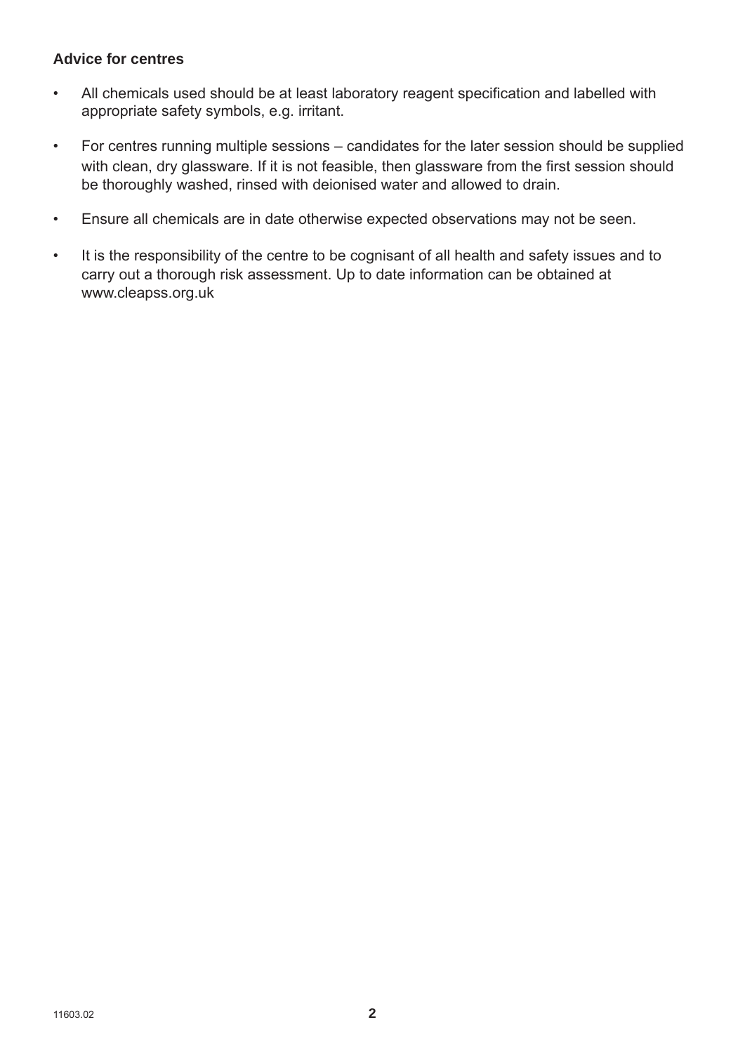**Advice for centres**

- All chemicals used should be at least laboratory reagent specification and labelled with appropriate safety symbols, e.g. irritant.
- For centres running multiple sessions – candidates for the later session should be supplied with clean, dry glassware. If it is not feasible, then glassware from the first session should be thoroughly washed, rinsed with deionised water and allowed to drain.
- Ensure all chemicals are in date otherwise expected observations may not be seen.
- It is the responsibility of the centre to be cognisant of all health and safety issues and to carry out a thorough risk assessment. Up to date information can be obtained at www.cleapss.org.uk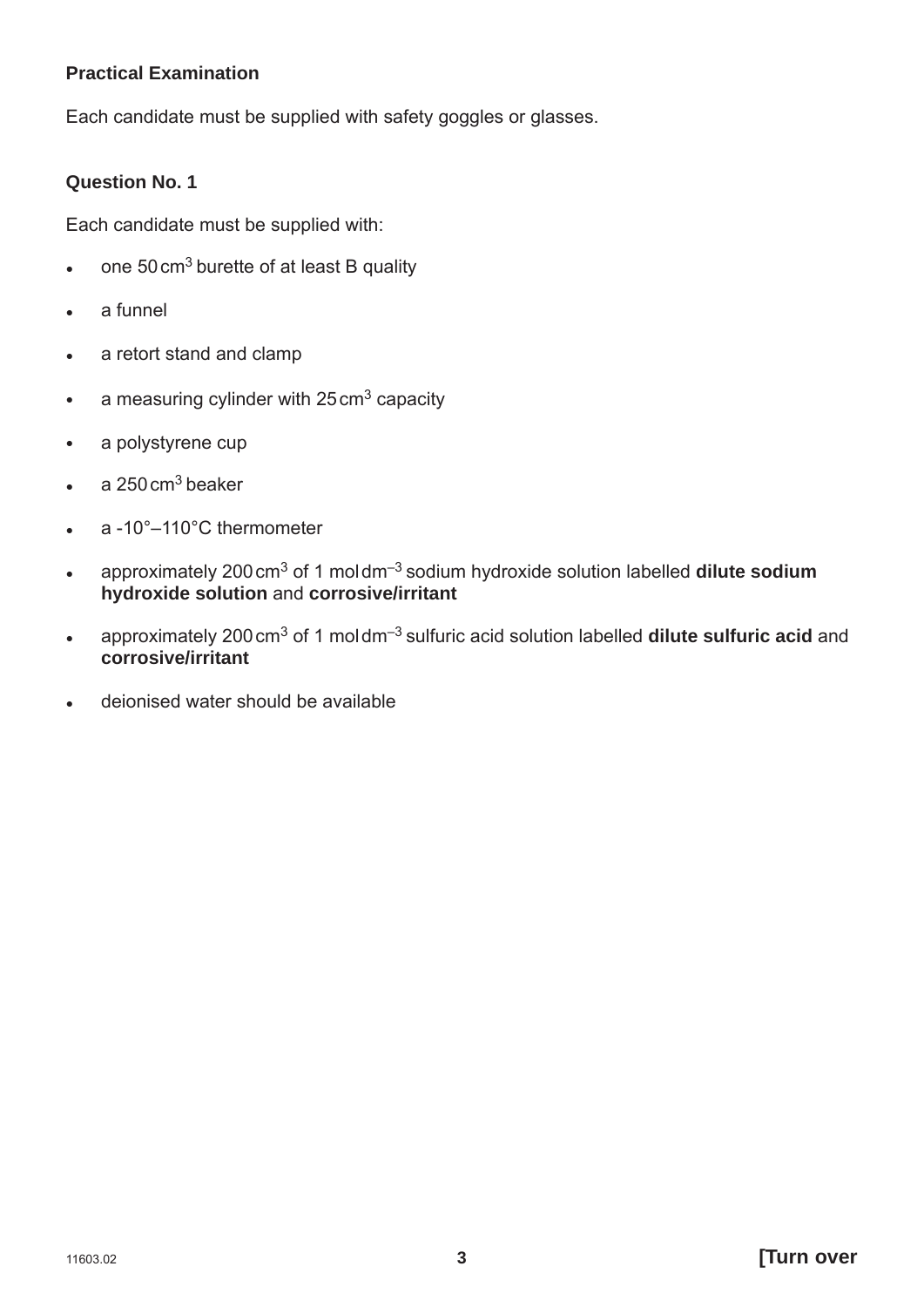**Practical Examination**

Each candidate must be supplied with safety goggles or glasses.

**Question No. 1**

Each candidate must be supplied with:

- one 50 $cm^3$ burette of at least B quality
- a funnel
- a retort stand and clamp
- a measuring cylinder with 25 $cm^3$ capacity
- a polystyrene cup
- a 250 $cm^3$ beaker
- a -10°–110°C thermometer
- approximately 200 $cm^3$ of 1 mol $dm^{-3}$ sodium hydroxide solution labelled **dilute sodium hydroxide solution** and **corrosive/irritant**
- approximately 200 $cm^3$ of 1 mol $dm^{-3}$ sulfuric acid solution labelled **dilute sulfuric acid** and **corrosive/irritant**
- deionised water should be available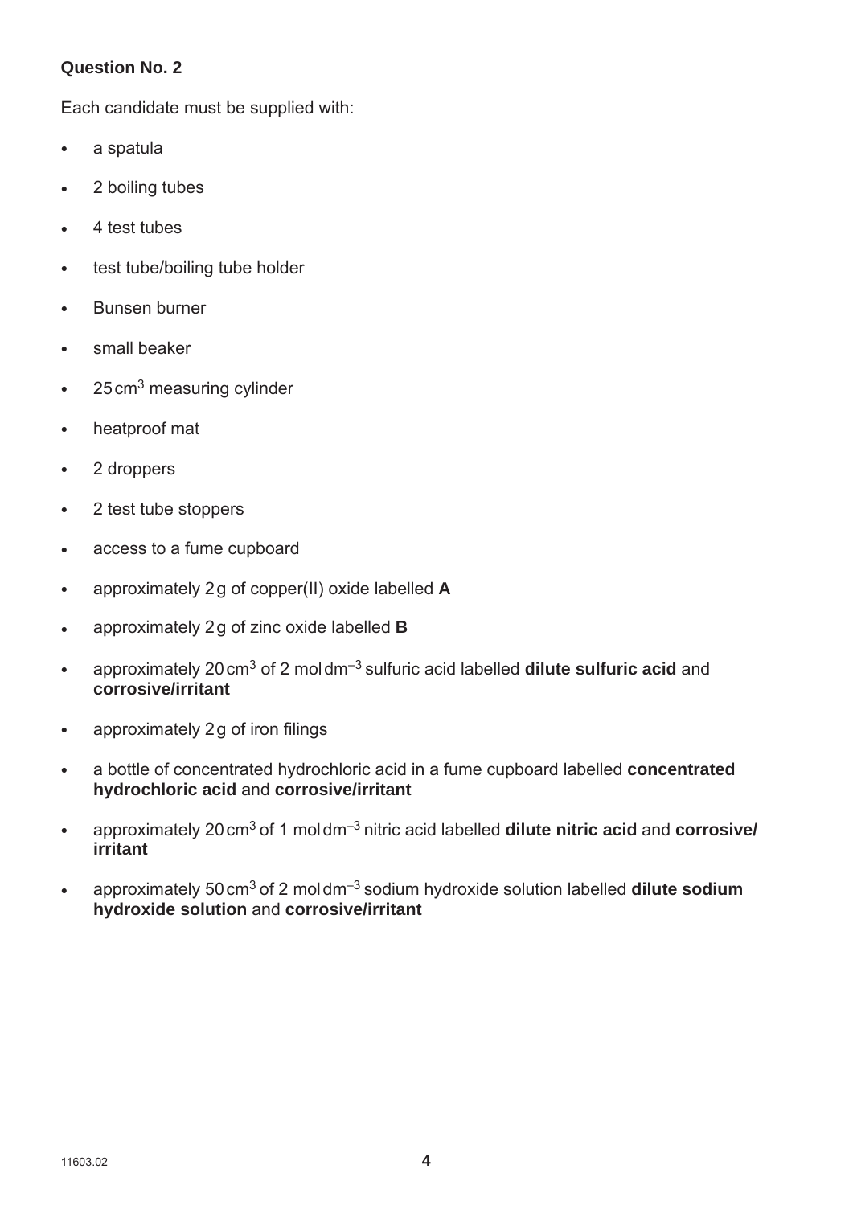**Question No. 2**

Each candidate must be supplied with:

- a spatula
- 2 boiling tubes
- 4 test tubes
- test tube/boiling tube holder
- Bunsen burner
- small beaker
- 25 $cm^3$ measuring cylinder
- heatproof mat
- 2 droppers
- 2 test tube stoppers
- access to a fume cupboard
- approximately 2 g of copper(II) oxide labelled **A**
- approximately 2 g of zinc oxide labelled **B**
- approximately 20 $cm^3$ of 2 mol $dm^{-3}$ sulfuric acid labelled **dilute sulfuric acid** and **corrosive/irritant**
- approximately 2 g of iron filings
- a bottle of concentrated hydrochloric acid in a fume cupboard labelled **concentrated hydrochloric acid** and **corrosive/irritant**
- approximately 20 $cm^3$ of 1 mol $dm^{-3}$ nitric acid labelled **dilute nitric acid** and **corrosive/irritant**
- approximately 50 $cm^3$ of 2 mol $dm^{-3}$ sodium hydroxide solution labelled **dilute sodium hydroxide solution** and **corrosive/irritant**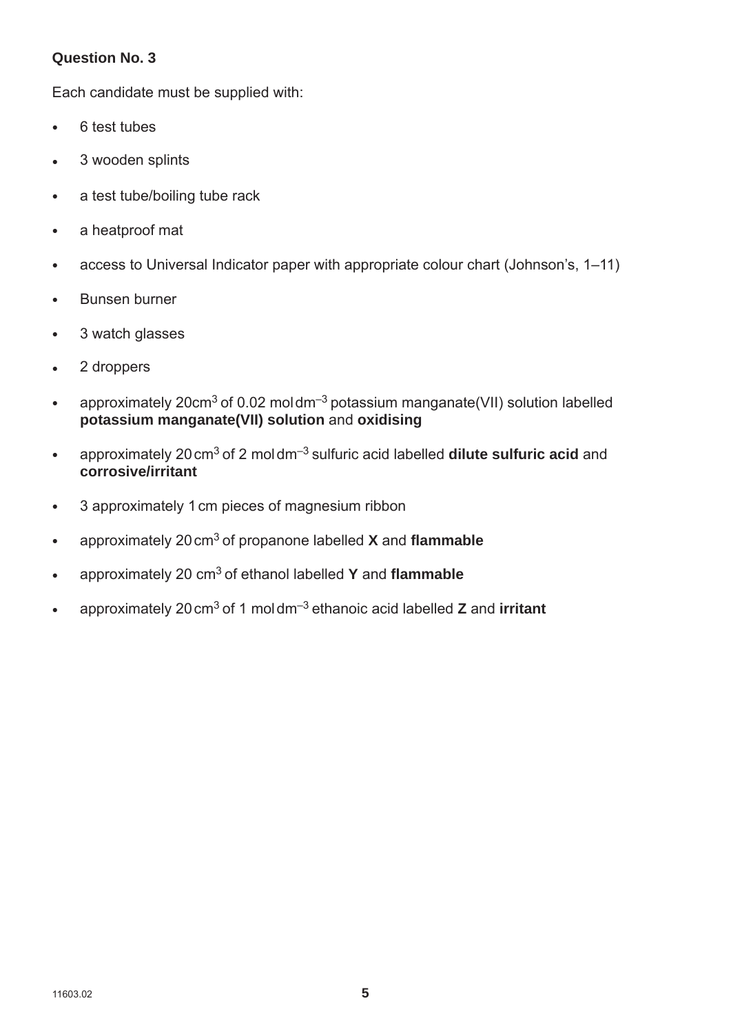**Question No. 3**

Each candidate must be supplied with:

- 6 test tubes
- 3 wooden splints
- a test tube/boiling tube rack
- a heatproof mat
- access to Universal Indicator paper with appropriate colour chart (Johnson's, 1–11)
- Bunsen burner
- 3 watch glasses
- 2 droppers
- approximately 20cm$^3$ of 0.02 mol dm$^{-3}$ potassium manganate(VII) solution labelled **potassium manganate(VII) solution** and **oxidising**
- approximately 20 cm$^3$ of 2 mol dm$^{-3}$ sulfuric acid labelled **dilute sulfuric acid** and **corrosive/irritant**
- 3 approximately 1 cm pieces of magnesium ribbon
- approximately 20 cm$^3$ of propanone labelled **X** and **flammable**
- approximately 20 cm$^3$ of ethanol labelled **Y** and **flammable**
- approximately 20 cm$^3$ of 1 mol dm$^{-3}$ ethanoic acid labelled **Z** and **irritant**